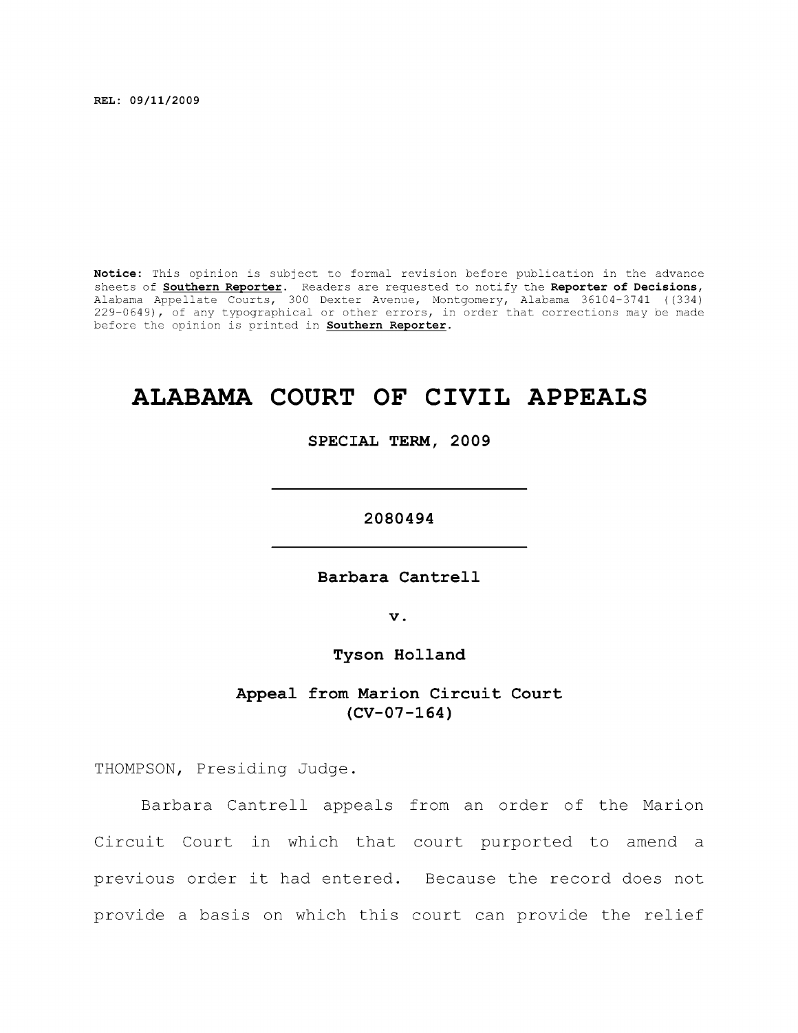REL: 09/11/2009

**Notice:** This opinion is subject to formal revision before publication in the advance sheets of **Southern Reporter**. Readers are requested to notify the **Reporter of Decisions**, Alabama Appellate Courts, 300 Dexter Avenue, Montgomery, Alabama 36104-3741 ((334) 229-0649), of any typographical or other errors, in order that corrections may be made before the opinion is printed in **Southern Reporter**.

# ALABAMA COURT OF CIVIL APPEALS

**SPECIAL TERM, 2009**

---

**2080494**

---

**Barbara Cantrell**

**v.**

**Tyson Holland**

**Appeal from Marion Circuit Court (CV-07-164)**

THOMPSON, Presiding Judge.

Barbara Cantrell appeals from an order of the Marion Circuit Court in which that court purported to amend a previous order it had entered. Because the record does not provide a basis on which this court can provide the relief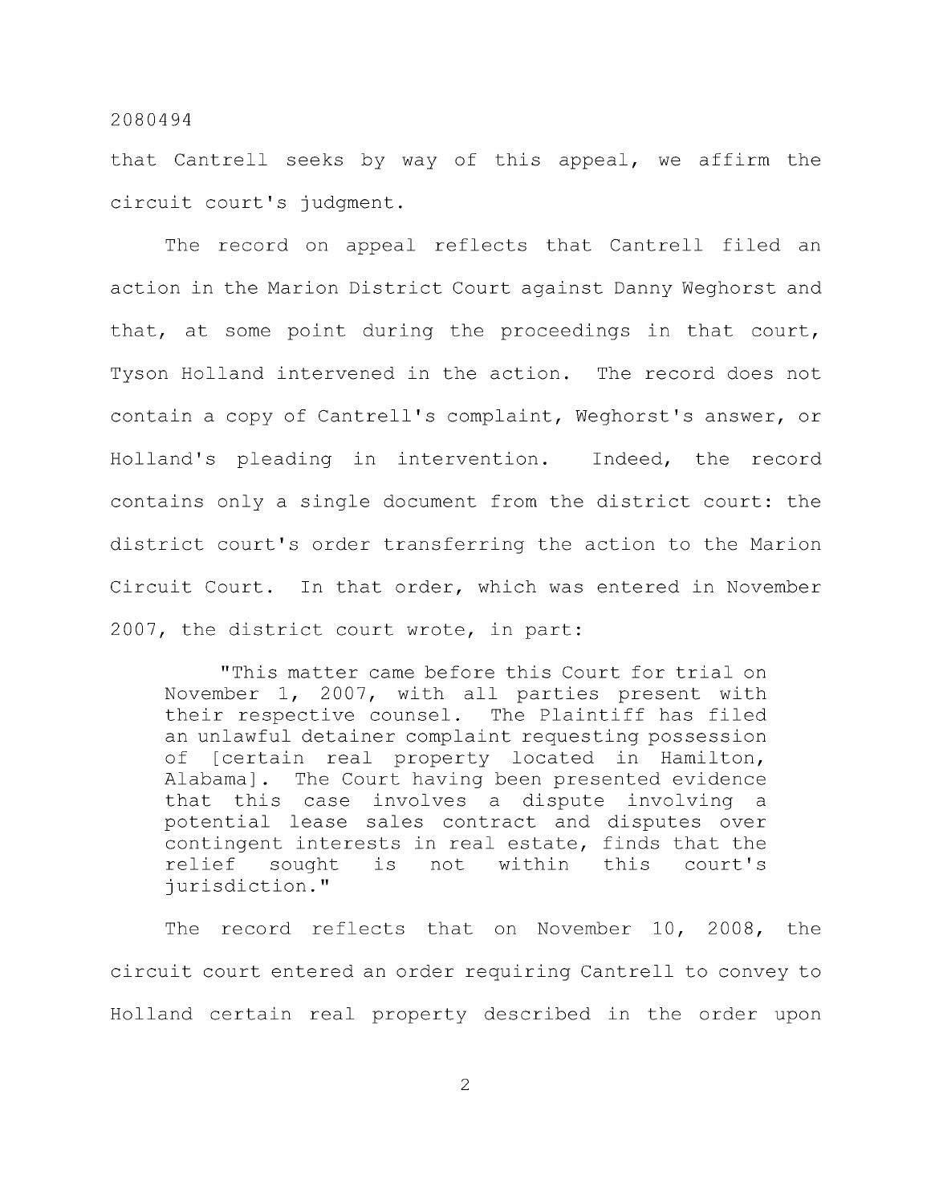that Cantrell seeks by way of this appeal, we affirm the circuit court's judgment.

The record on appeal reflects that Cantrell filed an action in the Marion District Court against Danny Weghorst and that, at some point during the proceedings in that court, Tyson Holland intervened in the action. The record does not contain a copy of Cantrell's complaint, Weghorst's answer, or Holland's pleading in intervention. Indeed, the record contains only a single document from the district court: the district court's order transferring the action to the Marion Circuit Court. In that order, which was entered in November 2007, the district court wrote, in part:

> "This matter came before this Court for trial on November 1, 2007, with all parties present with their respective counsel. The Plaintiff has filed an unlawful detainer complaint requesting possession of [certain real property located in Hamilton, Alabama]. The Court having been presented evidence that this case involves a dispute involving a potential lease sales contract and disputes over contingent interests in real estate, finds that the relief sought is not within this court's jurisdiction."

The record reflects that on November 10, 2008, the circuit court entered an order requiring Cantrell to convey to Holland certain real property described in the order upon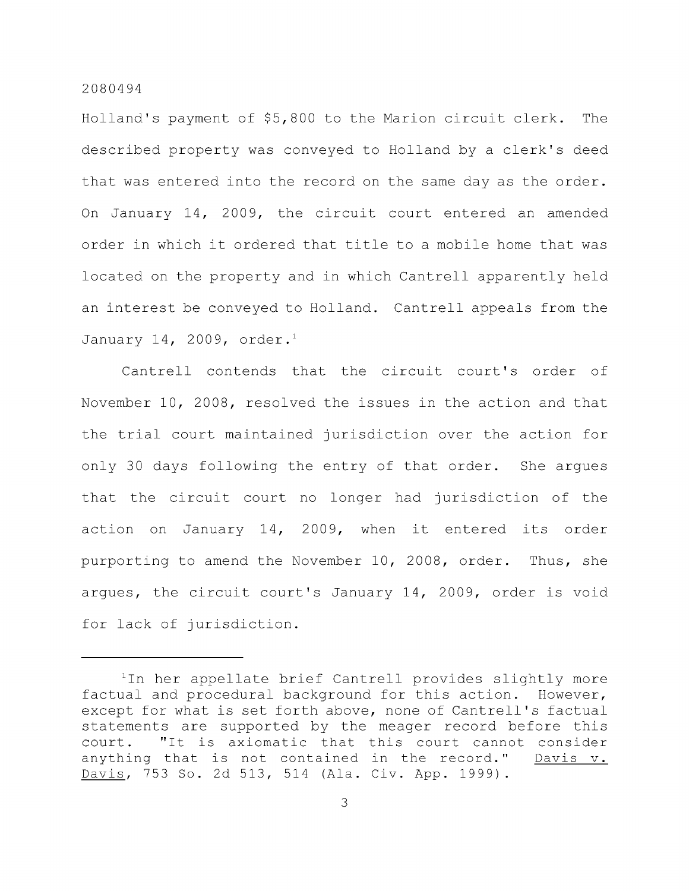Holland's payment of $5,800 to the Marion circuit clerk. The described property was conveyed to Holland by a clerk's deed that was entered into the record on the same day as the order. On January 14, 2009, the circuit court entered an amended order in which it ordered that title to a mobile home that was located on the property and in which Cantrell apparently held an interest be conveyed to Holland. Cantrell appeals from the January 14, 2009, order.[1]

Cantrell contends that the circuit court's order of November 10, 2008, resolved the issues in the action and that the trial court maintained jurisdiction over the action for only 30 days following the entry of that order. She argues that the circuit court no longer had jurisdiction of the action on January 14, 2009, when it entered its order purporting to amend the November 10, 2008, order. Thus, she argues, the circuit court's January 14, 2009, order is void for lack of jurisdiction.

---

[1]In her appellate brief Cantrell provides slightly more factual and procedural background for this action. However, except for what is set forth above, none of Cantrell's factual statements are supported by the meager record before this court. "It is axiomatic that this court cannot consider anything that is not contained in the record." Davis v. Davis, 753 So. 2d 513, 514 (Ala. Civ. App. 1999).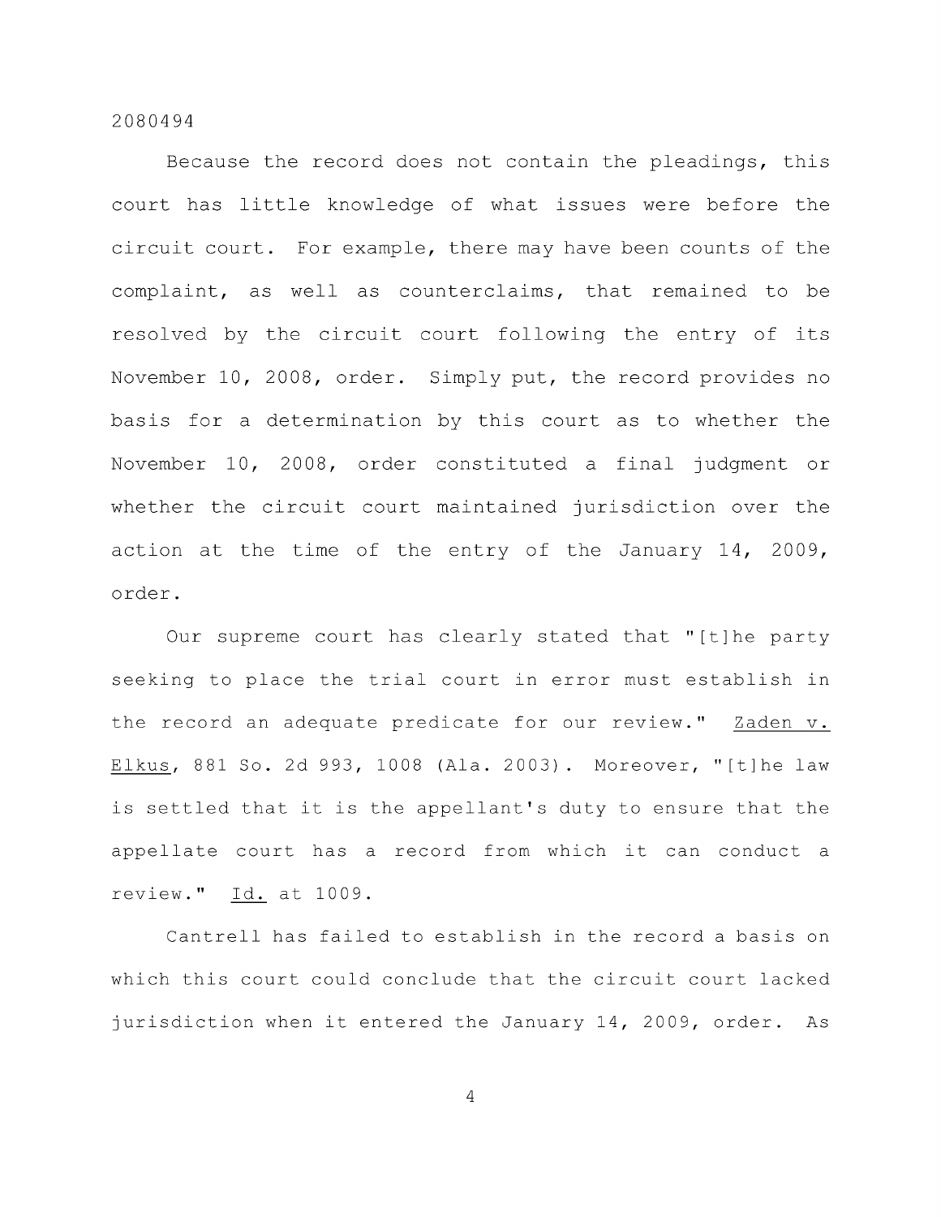Because the record does not contain the pleadings, this court has little knowledge of what issues were before the circuit court. For example, there may have been counts of the complaint, as well as counterclaims, that remained to be resolved by the circuit court following the entry of its November 10, 2008, order. Simply put, the record provides no basis for a determination by this court as to whether the November 10, 2008, order constituted a final judgment or whether the circuit court maintained jurisdiction over the action at the time of the entry of the January 14, 2009, order.

Our supreme court has clearly stated that "[t]he party seeking to place the trial court in error must establish in the record an adequate predicate for our review." Zaden v. Elkus, 881 So. 2d 993, 1008 (Ala. 2003). Moreover, "[t]he law is settled that it is the appellant's duty to ensure that the appellate court has a record from which it can conduct a review." Id. at 1009.

Cantrell has failed to establish in the record a basis on which this court could conclude that the circuit court lacked jurisdiction when it entered the January 14, 2009, order. As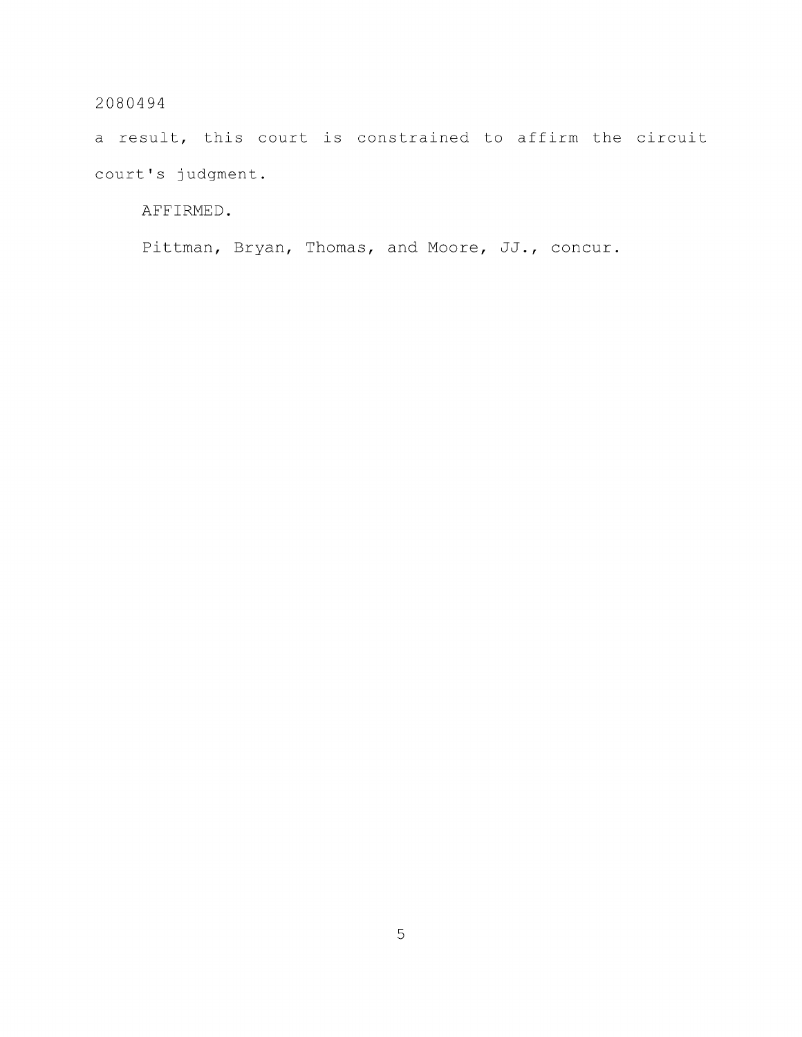a result, this court is constrained to affirm the circuit court's judgment.

AFFIRMED.

Pittman, Bryan, Thomas, and Moore, JJ., concur.